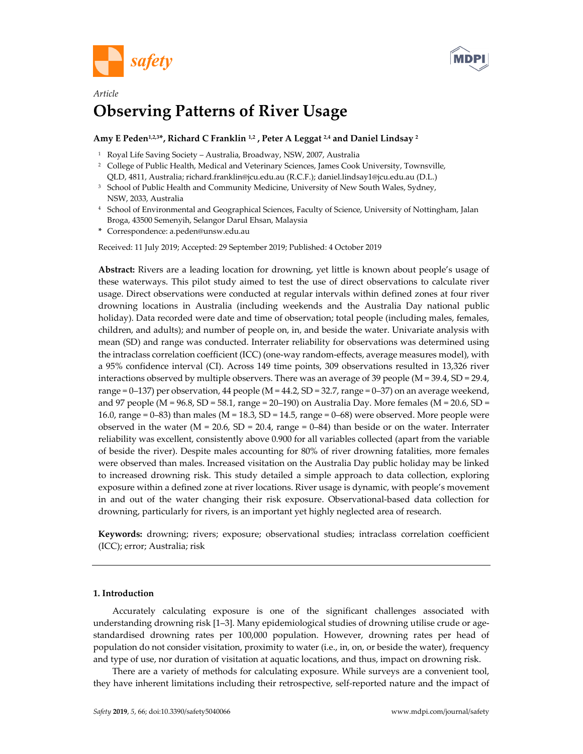*Article*

# Observing Patterns of River Usage

**Amy E Peden[1,2,3*], Richard C Franklin [1,2], Peter A Leggat [2,4] and Daniel Lindsay [2]**

[1] Royal Life Saving Society – Australia, Broadway, NSW, 2007, Australia
[2] College of Public Health, Medical and Veterinary Sciences, James Cook University, Townsville, QLD, 4811, Australia; richard.franklin@jcu.edu.au (R.C.F.); daniel.lindsay1@jcu.edu.au (D.L.)
[3] School of Public Health and Community Medicine, University of New South Wales, Sydney, NSW, 2033, Australia
[4] School of Environmental and Geographical Sciences, Faculty of Science, University of Nottingham, Jalan Broga, 43500 Semenyih, Selangor Darul Ehsan, Malaysia
* Correspondence: a.peden@unsw.edu.au

Received: 11 July 2019; Accepted: 29 September 2019; Published: 4 October 2019

**Abstract:** Rivers are a leading location for drowning, yet little is known about people's usage of these waterways. This pilot study aimed to test the use of direct observations to calculate river usage. Direct observations were conducted at regular intervals within defined zones at four river drowning locations in Australia (including weekends and the Australia Day national public holiday). Data recorded were date and time of observation; total people (including males, females, children, and adults); and number of people on, in, and beside the water. Univariate analysis with mean (SD) and range was conducted. Interrater reliability for observations was determined using the intraclass correlation coefficient (ICC) (one-way random-effects, average measures model), with a 95% confidence interval (CI). Across 149 time points, 309 observations resulted in 13,326 river interactions observed by multiple observers. There was an average of 39 people (M = 39.4, SD = 29.4, range = 0–137) per observation, 44 people (M = 44.2, SD = 32.7, range = 0–37) on an average weekend, and 97 people (M = 96.8, SD = 58.1, range = 20–190) on Australia Day. More females (M = 20.6, SD = 16.0, range = 0–83) than males (M = 18.3, SD = 14.5, range = 0–68) were observed. More people were observed in the water (M = 20.6, SD = 20.4, range = 0–84) than beside or on the water. Interrater reliability was excellent, consistently above 0.900 for all variables collected (apart from the variable of beside the river). Despite males accounting for 80% of river drowning fatalities, more females were observed than males. Increased visitation on the Australia Day public holiday may be linked to increased drowning risk. This study detailed a simple approach to data collection, exploring exposure within a defined zone at river locations. River usage is dynamic, with people's movement in and out of the water changing their risk exposure. Observational-based data collection for drowning, particularly for rivers, is an important yet highly neglected area of research.

**Keywords:** drowning; rivers; exposure; observational studies; intraclass correlation coefficient (ICC); error; Australia; risk

## 1. Introduction

Accurately calculating exposure is one of the significant challenges associated with understanding drowning risk [1–3]. Many epidemiological studies of drowning utilise crude or age-standardised drowning rates per 100,000 population. However, drowning rates per head of population do not consider visitation, proximity to water (i.e., in, on, or beside the water), frequency and type of use, nor duration of visitation at aquatic locations, and thus, impact on drowning risk.

There are a variety of methods for calculating exposure. While surveys are a convenient tool, they have inherent limitations including their retrospective, self-reported nature and the impact of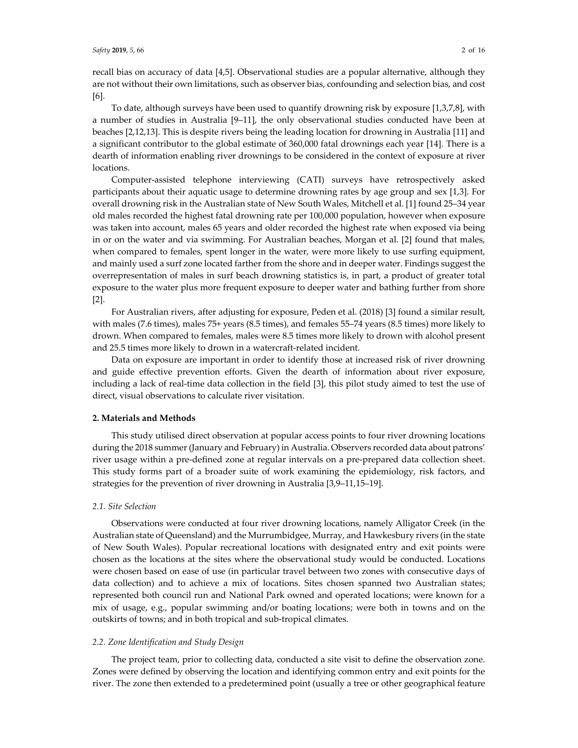recall bias on accuracy of data [4,5]. Observational studies are a popular alternative, although they are not without their own limitations, such as observer bias, confounding and selection bias, and cost [6].

To date, although surveys have been used to quantify drowning risk by exposure [1,3,7,8], with a number of studies in Australia [9–11], the only observational studies conducted have been at beaches [2,12,13]. This is despite rivers being the leading location for drowning in Australia [11] and a significant contributor to the global estimate of 360,000 fatal drownings each year [14]. There is a dearth of information enabling river drownings to be considered in the context of exposure at river locations.

Computer-assisted telephone interviewing (CATI) surveys have retrospectively asked participants about their aquatic usage to determine drowning rates by age group and sex [1,3]. For overall drowning risk in the Australian state of New South Wales, Mitchell et al. [1] found 25–34 year old males recorded the highest fatal drowning rate per 100,000 population, however when exposure was taken into account, males 65 years and older recorded the highest rate when exposed via being in or on the water and via swimming. For Australian beaches, Morgan et al. [2] found that males, when compared to females, spent longer in the water, were more likely to use surfing equipment, and mainly used a surf zone located farther from the shore and in deeper water. Findings suggest the overrepresentation of males in surf beach drowning statistics is, in part, a product of greater total exposure to the water plus more frequent exposure to deeper water and bathing further from shore [2].

For Australian rivers, after adjusting for exposure, Peden et al. (2018) [3] found a similar result, with males (7.6 times), males 75+ years (8.5 times), and females 55–74 years (8.5 times) more likely to drown. When compared to females, males were 8.5 times more likely to drown with alcohol present and 25.5 times more likely to drown in a watercraft-related incident.

Data on exposure are important in order to identify those at increased risk of river drowning and guide effective prevention efforts. Given the dearth of information about river exposure, including a lack of real-time data collection in the field [3], this pilot study aimed to test the use of direct, visual observations to calculate river visitation.

## 2. Materials and Methods

This study utilised direct observation at popular access points to four river drowning locations during the 2018 summer (January and February) in Australia. Observers recorded data about patrons' river usage within a pre-defined zone at regular intervals on a pre-prepared data collection sheet. This study forms part of a broader suite of work examining the epidemiology, risk factors, and strategies for the prevention of river drowning in Australia [3,9–11,15–19].

### *2.1. Site Selection*

Observations were conducted at four river drowning locations, namely Alligator Creek (in the Australian state of Queensland) and the Murrumbidgee, Murray, and Hawkesbury rivers (in the state of New South Wales). Popular recreational locations with designated entry and exit points were chosen as the locations at the sites where the observational study would be conducted. Locations were chosen based on ease of use (in particular travel between two zones with consecutive days of data collection) and to achieve a mix of locations. Sites chosen spanned two Australian states; represented both council run and National Park owned and operated locations; were known for a mix of usage, e.g., popular swimming and/or boating locations; were both in towns and on the outskirts of towns; and in both tropical and sub-tropical climates.

### *2.2. Zone Identification and Study Design*

The project team, prior to collecting data, conducted a site visit to define the observation zone. Zones were defined by observing the location and identifying common entry and exit points for the river. The zone then extended to a predetermined point (usually a tree or other geographical feature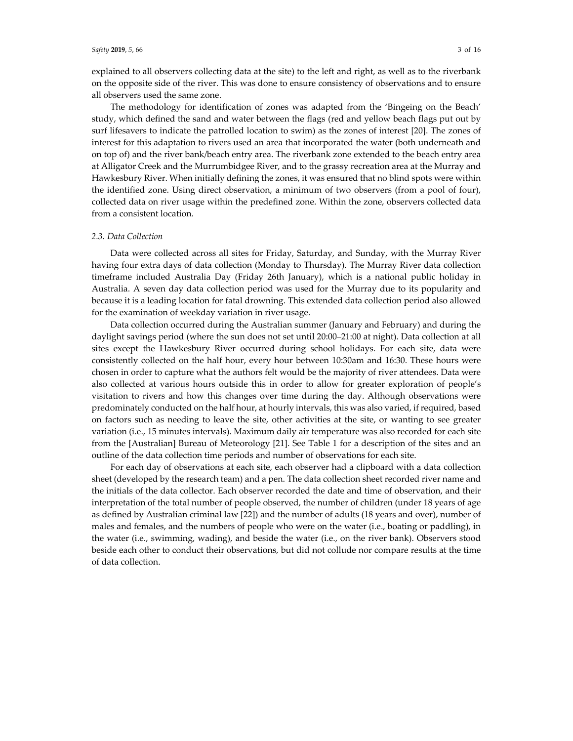explained to all observers collecting data at the site) to the left and right, as well as to the riverbank on the opposite side of the river. This was done to ensure consistency of observations and to ensure all observers used the same zone.

The methodology for identification of zones was adapted from the 'Bingeing on the Beach' study, which defined the sand and water between the flags (red and yellow beach flags put out by surf lifesavers to indicate the patrolled location to swim) as the zones of interest [20]. The zones of interest for this adaptation to rivers used an area that incorporated the water (both underneath and on top of) and the river bank/beach entry area. The riverbank zone extended to the beach entry area at Alligator Creek and the Murrumbidgee River, and to the grassy recreation area at the Murray and Hawkesbury River. When initially defining the zones, it was ensured that no blind spots were within the identified zone. Using direct observation, a minimum of two observers (from a pool of four), collected data on river usage within the predefined zone. Within the zone, observers collected data from a consistent location.

### 2.3. Data Collection

Data were collected across all sites for Friday, Saturday, and Sunday, with the Murray River having four extra days of data collection (Monday to Thursday). The Murray River data collection timeframe included Australia Day (Friday 26th January), which is a national public holiday in Australia. A seven day data collection period was used for the Murray due to its popularity and because it is a leading location for fatal drowning. This extended data collection period also allowed for the examination of weekday variation in river usage.

Data collection occurred during the Australian summer (January and February) and during the daylight savings period (where the sun does not set until 20:00–21:00 at night). Data collection at all sites except the Hawkesbury River occurred during school holidays. For each site, data were consistently collected on the half hour, every hour between 10:30am and 16:30. These hours were chosen in order to capture what the authors felt would be the majority of river attendees. Data were also collected at various hours outside this in order to allow for greater exploration of people's visitation to rivers and how this changes over time during the day. Although observations were predominately conducted on the half hour, at hourly intervals, this was also varied, if required, based on factors such as needing to leave the site, other activities at the site, or wanting to see greater variation (i.e., 15 minutes intervals). Maximum daily air temperature was also recorded for each site from the [Australian] Bureau of Meteorology [21]. See Table 1 for a description of the sites and an outline of the data collection time periods and number of observations for each site.

For each day of observations at each site, each observer had a clipboard with a data collection sheet (developed by the research team) and a pen. The data collection sheet recorded river name and the initials of the data collector. Each observer recorded the date and time of observation, and their interpretation of the total number of people observed, the number of children (under 18 years of age as defined by Australian criminal law [22]) and the number of adults (18 years and over), number of males and females, and the numbers of people who were on the water (i.e., boating or paddling), in the water (i.e., swimming, wading), and beside the water (i.e., on the river bank). Observers stood beside each other to conduct their observations, but did not collude nor compare results at the time of data collection.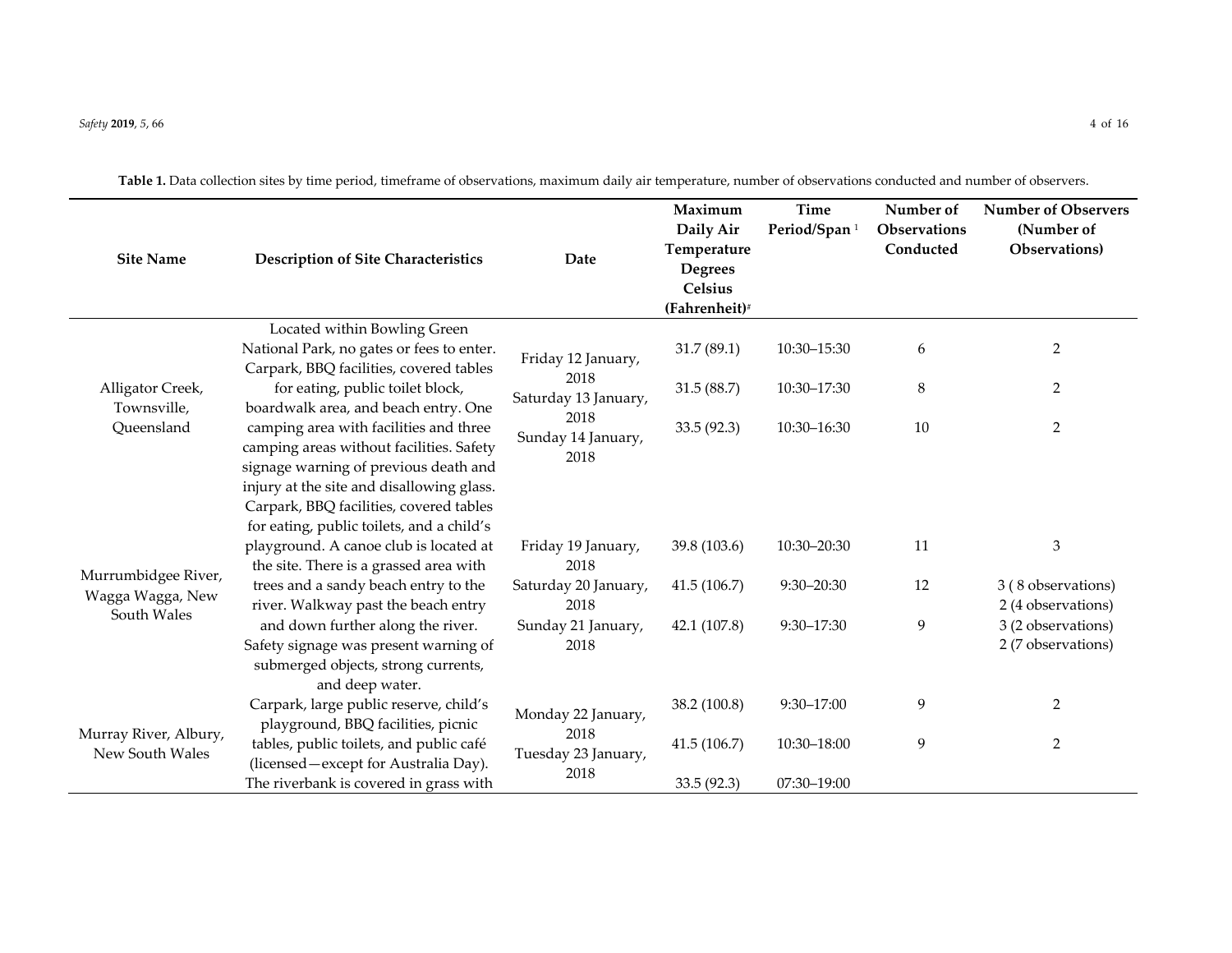**Table 1.** Data collection sites by time period, timeframe of observations, maximum daily air temperature, number of observations conducted and number of observers.

| Site Name | Description of Site Characteristics | Date | Maximum Daily Air Temperature Degrees Celsius (Fahrenheit)[#] | Time Period/Span [1] | Number of Observations Conducted | Number of Observers (Number of Observations) |
|---|---|---|---|---|---|---|
| Alligator Creek, Townsville, Queensland | Located within Bowling Green National Park, no gates or fees to enter. Carpark, BBQ facilities, covered tables for eating, public toilet block, boardwalk area, and beach entry. One camping area with facilities and three camping areas without facilities. Safety signage warning of previous death and injury at the site and disallowing glass. | Friday 12 January, 2018 | 31.7 (89.1) | 10:30–15:30 | 6 | 2 |
| | | Saturday 13 January, 2018 | 31.5 (88.7) | 10:30–17:30 | 8 | 2 |
| | | Sunday 14 January, 2018 | 33.5 (92.3) | 10:30–16:30 | 10 | 2 |
| Murrumbidgee River, Wagga Wagga, New South Wales | Carpark, BBQ facilities, covered tables for eating, public toilets, and a child's playground. A canoe club is located at the site. There is a grassed area with trees and a sandy beach entry to the river. Walkway past the beach entry and down further along the river. Safety signage was present warning of submerged objects, strong currents, and deep water. | Friday 19 January, 2018 | 39.8 (103.6) | 10:30–20:30 | 11 | 3 |
| | | Saturday 20 January, 2018 | 41.5 (106.7) | 9:30–20:30 | 12 | 3 ( 8 observations) 2 (4 observations) |
| | | Sunday 21 January, 2018 | 42.1 (107.8) | 9:30–17:30 | 9 | 3 (2 observations) 2 (7 observations) |
| Murray River, Albury, New South Wales | Carpark, large public reserve, child's playground, BBQ facilities, picnic tables, public toilets, and public café (licensed—except for Australia Day). The riverbank is covered in grass with | Monday 22 January, 2018 | 38.2 (100.8) | 9:30–17:00 | 9 | 2 |
| | | Tuesday 23 January, 2018 | 41.5 (106.7) | 10:30–18:00 | 9 | 2 |
| | | | 33.5 (92.3) | 07:30–19:00 | | |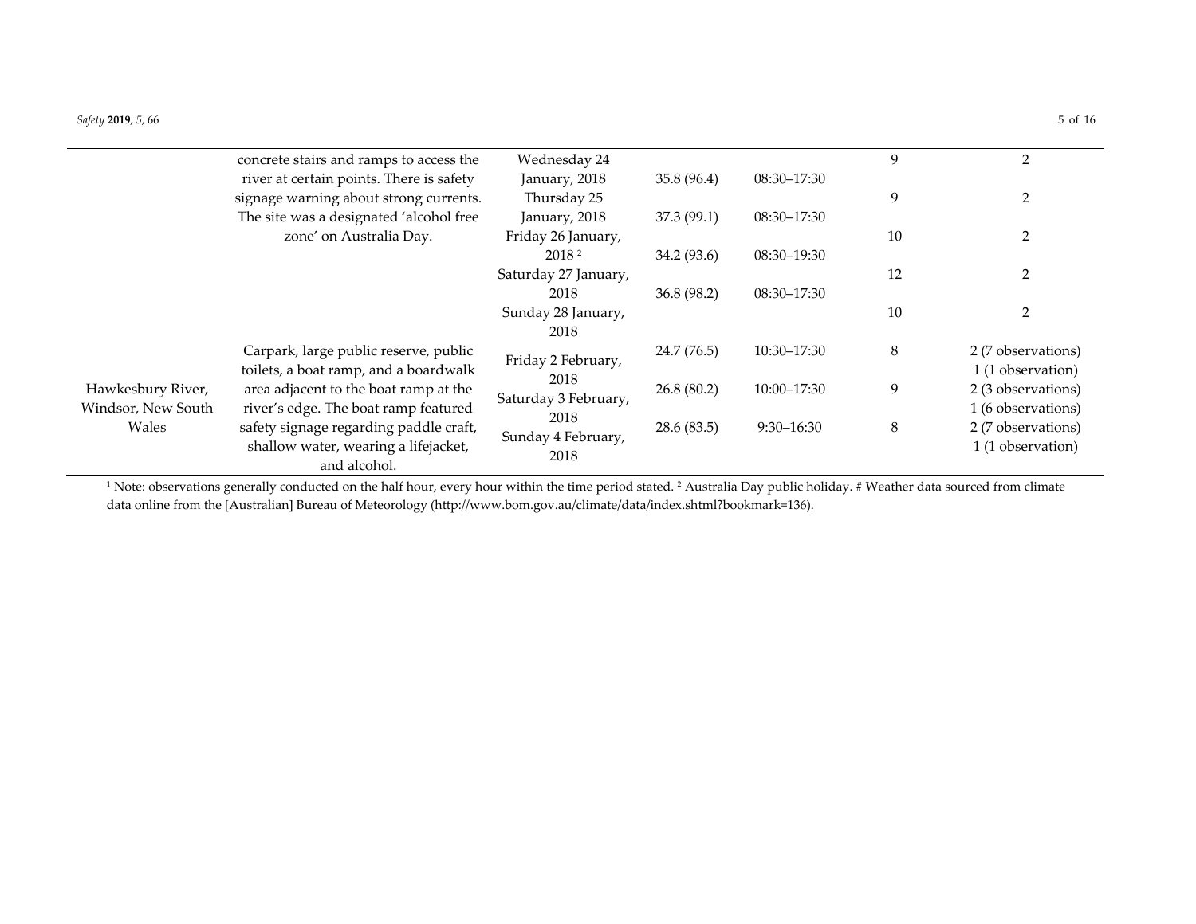| | | | | | | |
|---|---|---|---|---|---|---|
| | concrete stairs and ramps to access the river at certain points. There is safety signage warning about strong currents. The site was a designated 'alcohol free zone' on Australia Day. | Wednesday 24 January, 2018 | 35.8 (96.4) | 08:30–17:30 | 9 | 2 |
| | | Thursday 25 January, 2018 | 37.3 (99.1) | 08:30–17:30 | 9 | 2 |
| | | Friday 26 January, 2018 [2] | 34.2 (93.6) | 08:30–19:30 | 10 | 2 |
| | | Saturday 27 January, 2018 | 36.8 (98.2) | 08:30–17:30 | 12 | 2 |
| | | Sunday 28 January, 2018 | | | 10 | 2 |
| Hawkesbury River, Windsor, New South Wales | Carpark, large public reserve, public toilets, a boat ramp, and a boardwalk area adjacent to the boat ramp at the river's edge. The boat ramp featured safety signage regarding paddle craft, shallow water, wearing a lifejacket, and alcohol. | Friday 2 February, 2018 | 24.7 (76.5) | 10:30–17:30 | 8 | 2 (7 observations) 1 (1 observation) |
| | | Saturday 3 February, 2018 | 26.8 (80.2) | 10:00–17:30 | 9 | 2 (3 observations) 1 (6 observations) |
| | | Sunday 4 February, 2018 | 28.6 (83.5) | 9:30–16:30 | 8 | 2 (7 observations) 1 (1 observation) |

[1] Note: observations generally conducted on the half hour, every hour within the time period stated. [2] Australia Day public holiday. # Weather data sourced from climate data online from the [Australian] Bureau of Meteorology (http://www.bom.gov.au/climate/data/index.shtml?bookmark=136).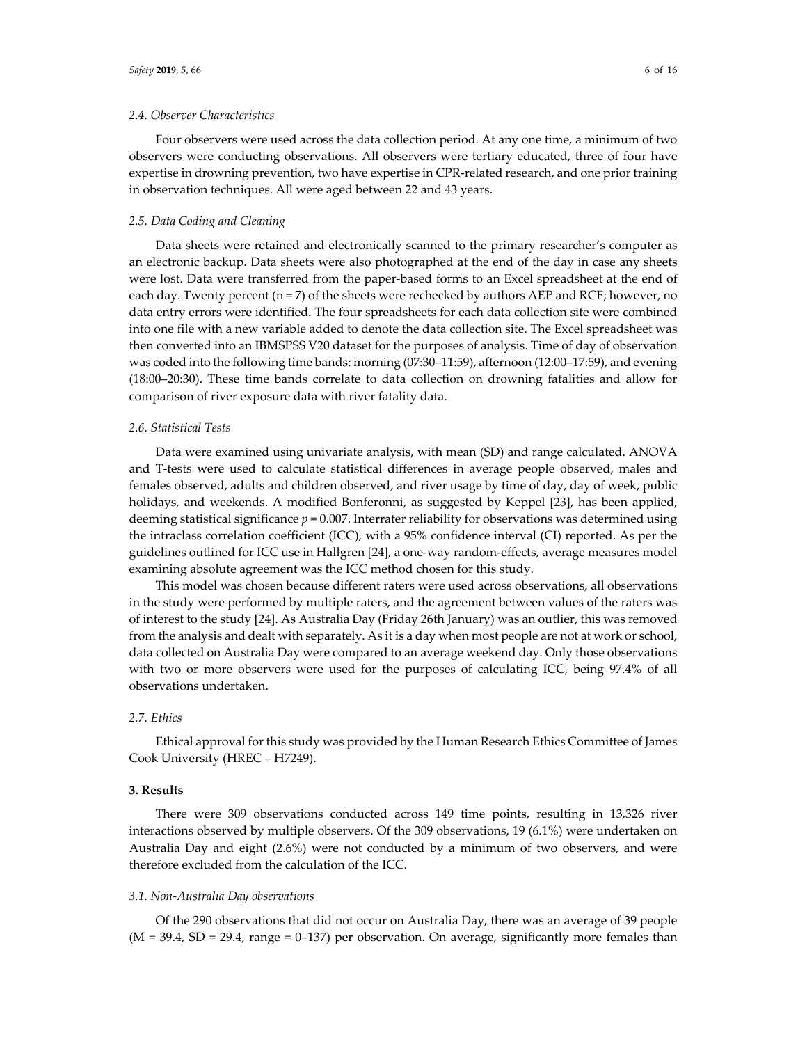### 2.4. Observer Characteristics

Four observers were used across the data collection period. At any one time, a minimum of two observers were conducting observations. All observers were tertiary educated, three of four have expertise in drowning prevention, two have expertise in CPR-related research, and one prior training in observation techniques. All were aged between 22 and 43 years.

### 2.5. Data Coding and Cleaning

Data sheets were retained and electronically scanned to the primary researcher's computer as an electronic backup. Data sheets were also photographed at the end of the day in case any sheets were lost. Data were transferred from the paper-based forms to an Excel spreadsheet at the end of each day. Twenty percent (n = 7) of the sheets were rechecked by authors AEP and RCF; however, no data entry errors were identified. The four spreadsheets for each data collection site were combined into one file with a new variable added to denote the data collection site. The Excel spreadsheet was then converted into an IBMSPSS V20 dataset for the purposes of analysis. Time of day of observation was coded into the following time bands: morning (07:30–11:59), afternoon (12:00–17:59), and evening (18:00–20:30). These time bands correlate to data collection on drowning fatalities and allow for comparison of river exposure data with river fatality data.

### 2.6. Statistical Tests

Data were examined using univariate analysis, with mean (SD) and range calculated. ANOVA and T-tests were used to calculate statistical differences in average people observed, males and females observed, adults and children observed, and river usage by time of day, day of week, public holidays, and weekends. A modified Bonferonni, as suggested by Keppel [23], has been applied, deeming statistical significance $p = 0.007$. Interrater reliability for observations was determined using the intraclass correlation coefficient (ICC), with a 95% confidence interval (CI) reported. As per the guidelines outlined for ICC use in Hallgren [24], a one-way random-effects, average measures model examining absolute agreement was the ICC method chosen for this study.

This model was chosen because different raters were used across observations, all observations in the study were performed by multiple raters, and the agreement between values of the raters was of interest to the study [24]. As Australia Day (Friday 26th January) was an outlier, this was removed from the analysis and dealt with separately. As it is a day when most people are not at work or school, data collected on Australia Day were compared to an average weekend day. Only those observations with two or more observers were used for the purposes of calculating ICC, being 97.4% of all observations undertaken.

### 2.7. Ethics

Ethical approval for this study was provided by the Human Research Ethics Committee of James Cook University (HREC – H7249).

## 3. Results

There were 309 observations conducted across 149 time points, resulting in 13,326 river interactions observed by multiple observers. Of the 309 observations, 19 (6.1%) were undertaken on Australia Day and eight (2.6%) were not conducted by a minimum of two observers, and were therefore excluded from the calculation of the ICC.

### 3.1. Non-Australia Day observations

Of the 290 observations that did not occur on Australia Day, there was an average of 39 people (M = 39.4, SD = 29.4, range = 0–137) per observation. On average, significantly more females than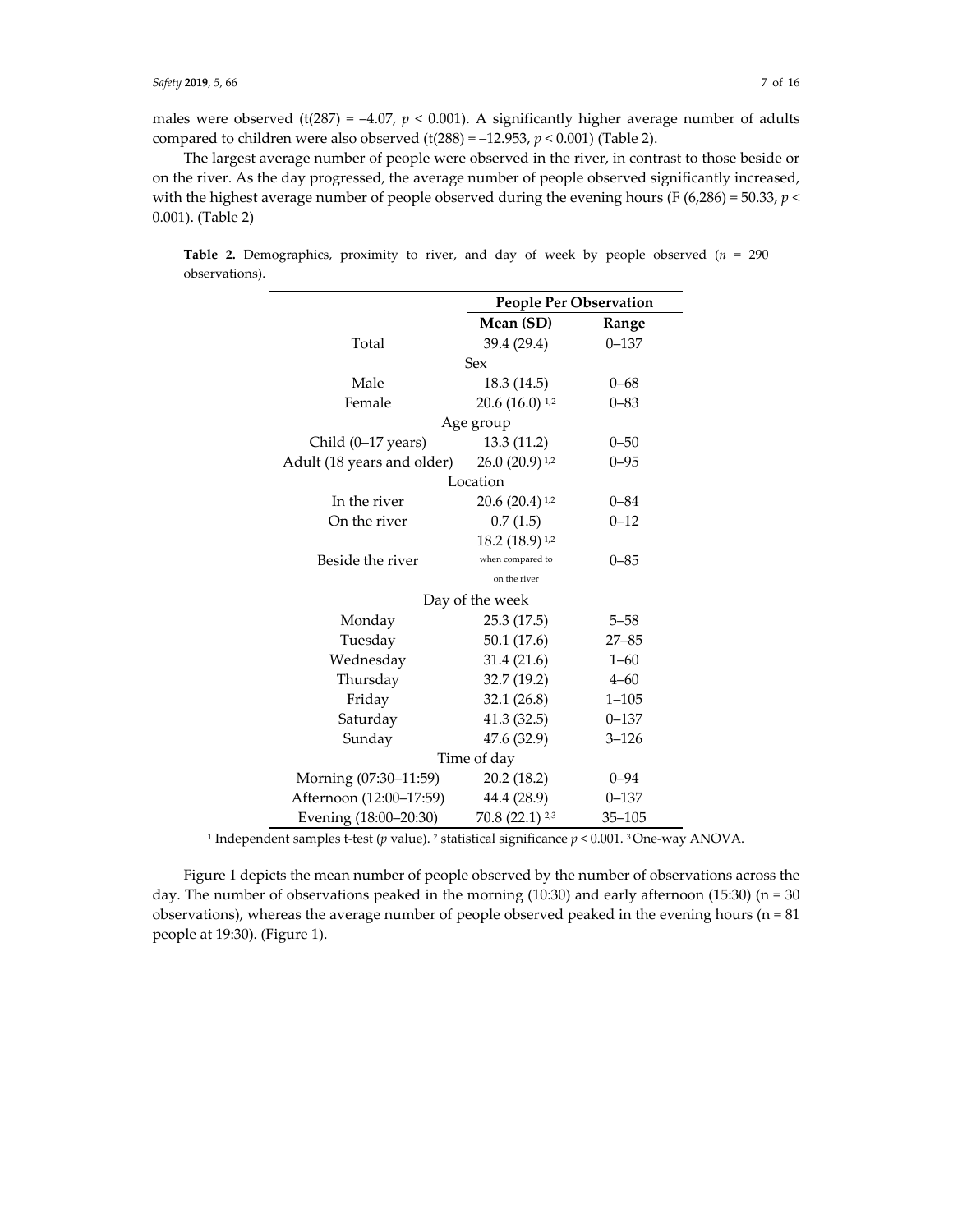males were observed (t(287) = –4.07, $p < 0.001$). A significantly higher average number of adults compared to children were also observed (t(288) = –12.953, $p < 0.001$) (Table 2).

The largest average number of people were observed in the river, in contrast to those beside or on the river. As the day progressed, the average number of people observed significantly increased, with the highest average number of people observed during the evening hours (F (6,286) = 50.33, $p < 0.001$). (Table 2)

**Table 2.** Demographics, proximity to river, and day of week by people observed ($n$ = 290 observations).

| | People Per Observation | |
|---|---|---|
| | **Mean (SD)** | **Range** |
| Total | 39.4 (29.4) | 0–137 |
| Sex | | |
| Male | 18.3 (14.5) | 0–68 |
| Female | 20.6 (16.0) [1,2] | 0–83 |
| Age group | | |
| Child (0–17 years) | 13.3 (11.2) | 0–50 |
| Adult (18 years and older) | 26.0 (20.9) [1,2] | 0–95 |
| Location | | |
| In the river | 20.6 (20.4) [1,2] | 0–84 |
| On the river | 0.7 (1.5) | 0–12 |
| Beside the river | 18.2 (18.9) [1,2] when compared to on the river | 0–85 |
| Day of the week | | |
| Monday | 25.3 (17.5) | 5–58 |
| Tuesday | 50.1 (17.6) | 27–85 |
| Wednesday | 31.4 (21.6) | 1–60 |
| Thursday | 32.7 (19.2) | 4–60 |
| Friday | 32.1 (26.8) | 1–105 |
| Saturday | 41.3 (32.5) | 0–137 |
| Sunday | 47.6 (32.9) | 3–126 |
| Time of day | | |
| Morning (07:30–11:59) | 20.2 (18.2) | 0–94 |
| Afternoon (12:00–17:59) | 44.4 (28.9) | 0–137 |
| Evening (18:00–20:30) | 70.8 (22.1) [2,3] | 35–105 |

[1] Independent samples t-test ($p$ value). [2] statistical significance $p < 0.001$. [3] One-way ANOVA.

Figure 1 depicts the mean number of people observed by the number of observations across the day. The number of observations peaked in the morning (10:30) and early afternoon (15:30) (n = 30 observations), whereas the average number of people observed peaked in the evening hours (n = 81 people at 19:30). (Figure 1).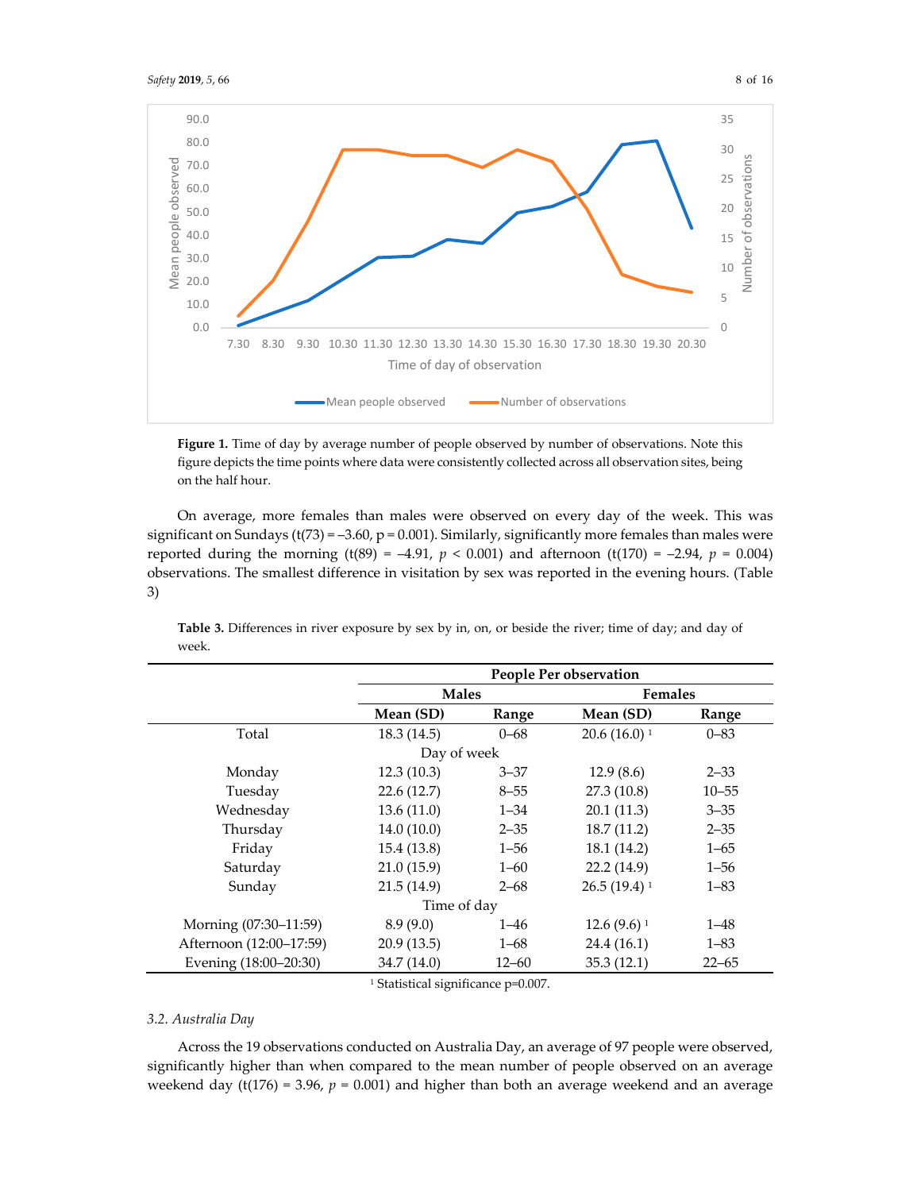**Figure 1.** Time of day by average number of people observed by number of observations. Note this figure depicts the time points where data were consistently collected across all observation sites, being on the half hour.

On average, more females than males were observed on every day of the week. This was significant on Sundays ($t(73) = -3.60$, $p = 0.001$). Similarly, significantly more females than males were reported during the morning ($t(89) = -4.91$, $p < 0.001$) and afternoon ($t(170) = -2.94$, $p = 0.004$) observations. The smallest difference in visitation by sex was reported in the evening hours. (Table 3)

**Table 3.** Differences in river exposure by sex by in, on, or beside the river; time of day; and day of week.

| | People Per observation | | | |
|---|---|---|---|---|
| | Males | | Females | |
| | Mean (SD) | Range | Mean (SD) | Range |
| Total | 18.3 (14.5) | 0–68 | 20.6 (16.0) [1] | 0–83 |
| Day of week | | | | |
| Monday | 12.3 (10.3) | 3–37 | 12.9 (8.6) | 2–33 |
| Tuesday | 22.6 (12.7) | 8–55 | 27.3 (10.8) | 10–55 |
| Wednesday | 13.6 (11.0) | 1–34 | 20.1 (11.3) | 3–35 |
| Thursday | 14.0 (10.0) | 2–35 | 18.7 (11.2) | 2–35 |
| Friday | 15.4 (13.8) | 1–56 | 18.1 (14.2) | 1–65 |
| Saturday | 21.0 (15.9) | 1–60 | 22.2 (14.9) | 1–56 |
| Sunday | 21.5 (14.9) | 2–68 | 26.5 (19.4) [1] | 1–83 |
| Time of day | | | | |
| Morning (07:30–11:59) | 8.9 (9.0) | 1–46 | 12.6 (9.6) [1] | 1–48 |
| Afternoon (12:00–17:59) | 20.9 (13.5) | 1–68 | 24.4 (16.1) | 1–83 |
| Evening (18:00–20:30) | 34.7 (14.0) | 12–60 | 35.3 (12.1) | 22–65 |

[1] Statistical significance p=0.007.

### 3.2. Australia Day

Across the 19 observations conducted on Australia Day, an average of 97 people were observed, significantly higher than when compared to the mean number of people observed on an average weekend day ($t(176) = 3.96$, $p = 0.001$) and higher than both an average weekend and an average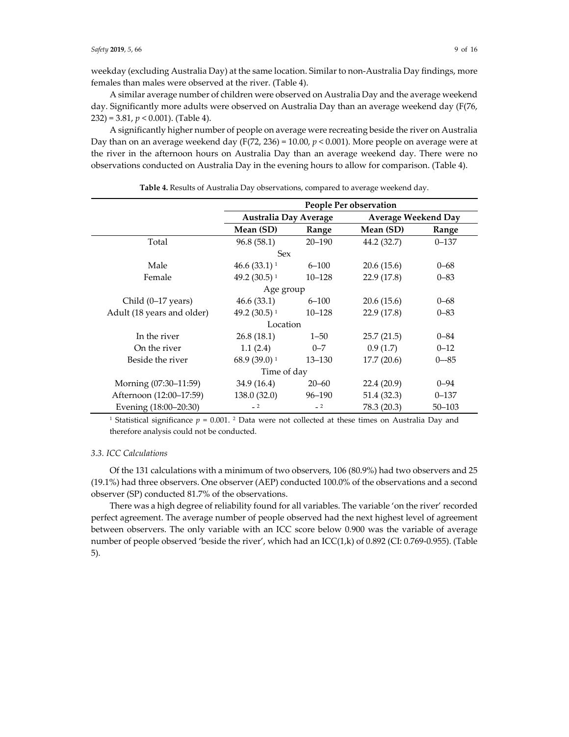weekday (excluding Australia Day) at the same location. Similar to non-Australia Day findings, more females than males were observed at the river. (Table 4).

A similar average number of children were observed on Australia Day and the average weekend day. Significantly more adults were observed on Australia Day than an average weekend day ($F(76, 232) = 3.81$, $p < 0.001$). (Table 4).

A significantly higher number of people on average were recreating beside the river on Australia Day than on an average weekend day ($F(72, 236) = 10.00$, $p < 0.001$). More people on average were at the river in the afternoon hours on Australia Day than average weekend day. There were no observations conducted on Australia Day in the evening hours to allow for comparison. (Table 4).

**Table 4.** Results of Australia Day observations, compared to average weekend day.

| | People Per observation | | | |
|---|---|---|---|---|
| | Australia Day Average | | Average Weekend Day | |
| | Mean (SD) | Range | Mean (SD) | Range |
| Total | 96.8 (58.1) | 20–190 | 44.2 (32.7) | 0–137 |
| Sex | | | | |
| Male | 46.6 (33.1) [1] | 6–100 | 20.6 (15.6) | 0–68 |
| Female | 49.2 (30.5) [1] | 10–128 | 22.9 (17.8) | 0–83 |
| Age group | | | | |
| Child (0–17 years) | 46.6 (33.1) | 6–100 | 20.6 (15.6) | 0–68 |
| Adult (18 years and older) | 49.2 (30.5) [1] | 10–128 | 22.9 (17.8) | 0–83 |
| Location | | | | |
| In the river | 26.8 (18.1) | 1–50 | 25.7 (21.5) | 0–84 |
| On the river | 1.1 (2.4) | 0–7 | 0.9 (1.7) | 0–12 |
| Beside the river | 68.9 (39.0) [1] | 13–130 | 17.7 (20.6) | 0-–85 |
| Time of day | | | | |
| Morning (07:30–11:59) | 34.9 (16.4) | 20–60 | 22.4 (20.9) | 0–94 |
| Afternoon (12:00–17:59) | 138.0 (32.0) | 96–190 | 51.4 (32.3) | 0–137 |
| Evening (18:00–20:30) | - [2] | - [2] | 78.3 (20.3) | 50–103 |

[1] Statistical significance $p = 0.001$. [2] Data were not collected at these times on Australia Day and therefore analysis could not be conducted.

### 3.3. ICC Calculations

Of the 131 calculations with a minimum of two observers, 106 (80.9%) had two observers and 25 (19.1%) had three observers. One observer (AEP) conducted 100.0% of the observations and a second observer (SP) conducted 81.7% of the observations.

There was a high degree of reliability found for all variables. The variable 'on the river' recorded perfect agreement. The average number of people observed had the next highest level of agreement between observers. The only variable with an ICC score below 0.900 was the variable of average number of people observed 'beside the river', which had an ICC(1,k) of 0.892 (CI: 0.769-0.955). (Table 5).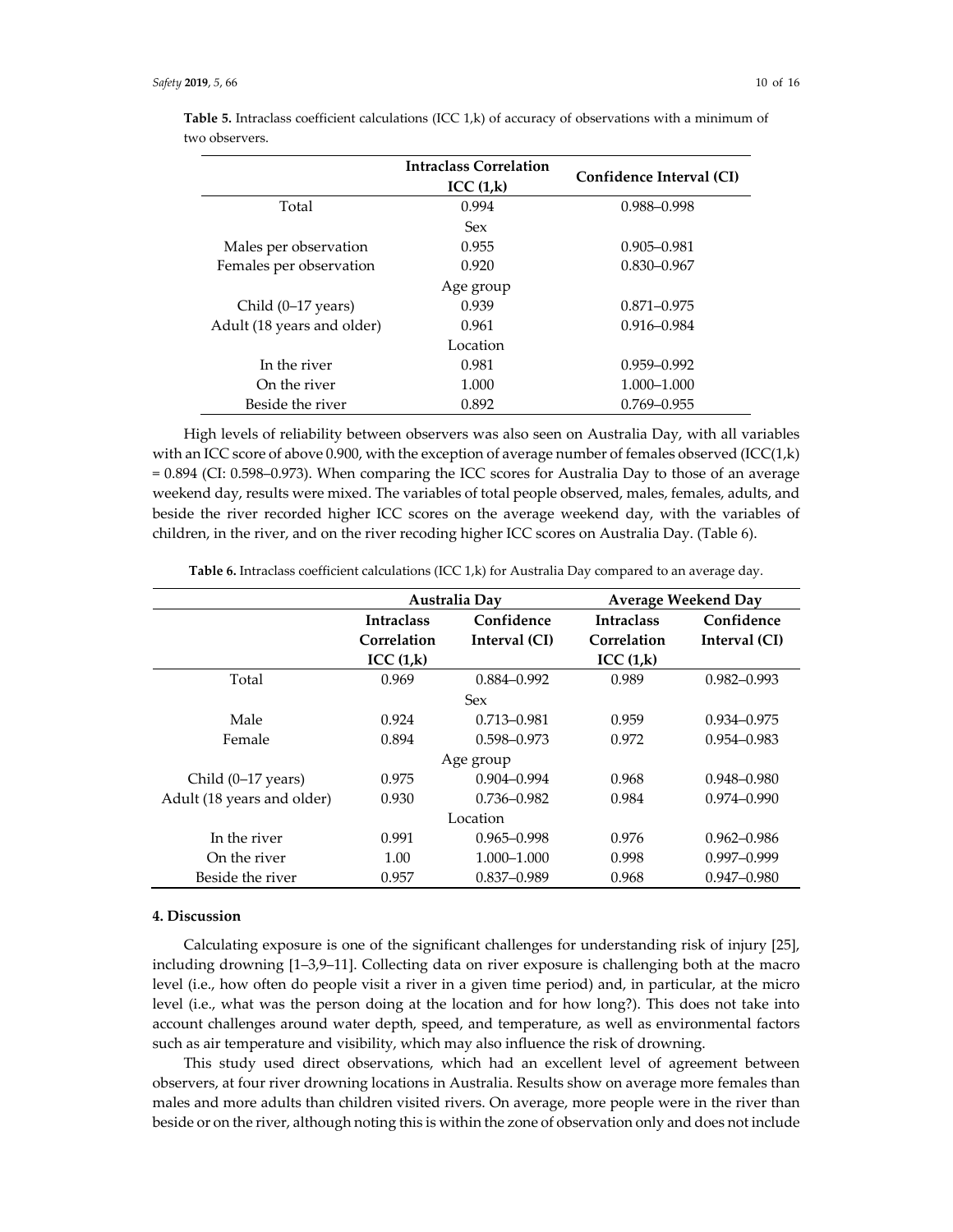**Table 5.** Intraclass coefficient calculations (ICC 1,k) of accuracy of observations with a minimum of two observers.

| | Intraclass Correlation ICC (1,k) | Confidence Interval (CI) |
|---|---|---|
| Total | 0.994 | 0.988–0.998 |
| | Sex | |
| Males per observation | 0.955 | 0.905–0.981 |
| Females per observation | 0.920 | 0.830–0.967 |
| | Age group | |
| Child (0–17 years) | 0.939 | 0.871–0.975 |
| Adult (18 years and older) | 0.961 | 0.916–0.984 |
| | Location | |
| In the river | 0.981 | 0.959–0.992 |
| On the river | 1.000 | 1.000–1.000 |
| Beside the river | 0.892 | 0.769–0.955 |

High levels of reliability between observers was also seen on Australia Day, with all variables with an ICC score of above 0.900, with the exception of average number of females observed (ICC(1,k) = 0.894 (CI: 0.598–0.973). When comparing the ICC scores for Australia Day to those of an average weekend day, results were mixed. The variables of total people observed, males, females, adults, and beside the river recorded higher ICC scores on the average weekend day, with the variables of children, in the river, and on the river recoding higher ICC scores on Australia Day. (Table 6).

**Table 6.** Intraclass coefficient calculations (ICC 1,k) for Australia Day compared to an average day.

| | Australia Day | | Average Weekend Day | |
|---|---|---|---|---|
| | Intraclass Correlation ICC (1,k) | Confidence Interval (CI) | Intraclass Correlation ICC (1,k) | Confidence Interval (CI) |
| Total | 0.969 | 0.884–0.992 | 0.989 | 0.982–0.993 |
| | | Sex | | |
| Male | 0.924 | 0.713–0.981 | 0.959 | 0.934–0.975 |
| Female | 0.894 | 0.598–0.973 | 0.972 | 0.954–0.983 |
| | | Age group | | |
| Child (0–17 years) | 0.975 | 0.904–0.994 | 0.968 | 0.948–0.980 |
| Adult (18 years and older) | 0.930 | 0.736–0.982 | 0.984 | 0.974–0.990 |
| | | Location | | |
| In the river | 0.991 | 0.965–0.998 | 0.976 | 0.962–0.986 |
| On the river | 1.00 | 1.000–1.000 | 0.998 | 0.997–0.999 |
| Beside the river | 0.957 | 0.837–0.989 | 0.968 | 0.947–0.980 |

## 4. Discussion

Calculating exposure is one of the significant challenges for understanding risk of injury [25], including drowning [1–3,9–11]. Collecting data on river exposure is challenging both at the macro level (i.e., how often do people visit a river in a given time period) and, in particular, at the micro level (i.e., what was the person doing at the location and for how long?). This does not take into account challenges around water depth, speed, and temperature, as well as environmental factors such as air temperature and visibility, which may also influence the risk of drowning.

This study used direct observations, which had an excellent level of agreement between observers, at four river drowning locations in Australia. Results show on average more females than males and more adults than children visited rivers. On average, more people were in the river than beside or on the river, although noting this is within the zone of observation only and does not include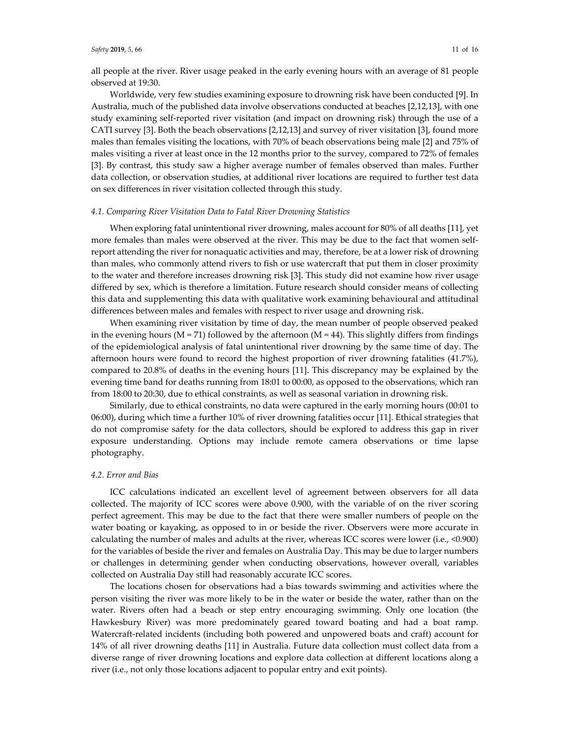all people at the river. River usage peaked in the early evening hours with an average of 81 people observed at 19:30.

Worldwide, very few studies examining exposure to drowning risk have been conducted [9]. In Australia, much of the published data involve observations conducted at beaches [2,12,13], with one study examining self-reported river visitation (and impact on drowning risk) through the use of a CATI survey [3]. Both the beach observations [2,12,13] and survey of river visitation [3], found more males than females visiting the locations, with 70% of beach observations being male [2] and 75% of males visiting a river at least once in the 12 months prior to the survey, compared to 72% of females [3]. By contrast, this study saw a higher average number of females observed than males. Further data collection, or observation studies, at additional river locations are required to further test data on sex differences in river visitation collected through this study.

### *4.1. Comparing River Visitation Data to Fatal River Drowning Statistics*

When exploring fatal unintentional river drowning, males account for 80% of all deaths [11], yet more females than males were observed at the river. This may be due to the fact that women self-report attending the river for nonaquatic activities and may, therefore, be at a lower risk of drowning than males, who commonly attend rivers to fish or use watercraft that put them in closer proximity to the water and therefore increases drowning risk [3]. This study did not examine how river usage differed by sex, which is therefore a limitation. Future research should consider means of collecting this data and supplementing this data with qualitative work examining behavioural and attitudinal differences between males and females with respect to river usage and drowning risk.

When examining river visitation by time of day, the mean number of people observed peaked in the evening hours ($M = 71$) followed by the afternoon ($M = 44$). This slightly differs from findings of the epidemiological analysis of fatal unintentional river drowning by the same time of day. The afternoon hours were found to record the highest proportion of river drowning fatalities (41.7%), compared to 20.8% of deaths in the evening hours [11]. This discrepancy may be explained by the evening time band for deaths running from 18:01 to 00:00, as opposed to the observations, which ran from 18:00 to 20:30, due to ethical constraints, as well as seasonal variation in drowning risk.

Similarly, due to ethical constraints, no data were captured in the early morning hours (00:01 to 06:00), during which time a further 10% of river drowning fatalities occur [11]. Ethical strategies that do not compromise safety for the data collectors, should be explored to address this gap in river exposure understanding. Options may include remote camera observations or time lapse photography.

### *4.2. Error and Bias*

ICC calculations indicated an excellent level of agreement between observers for all data collected. The majority of ICC scores were above 0.900, with the variable of on the river scoring perfect agreement. This may be due to the fact that there were smaller numbers of people on the water boating or kayaking, as opposed to in or beside the river. Observers were more accurate in calculating the number of males and adults at the river, whereas ICC scores were lower (i.e., <0.900) for the variables of beside the river and females on Australia Day. This may be due to larger numbers or challenges in determining gender when conducting observations, however overall, variables collected on Australia Day still had reasonably accurate ICC scores.

The locations chosen for observations had a bias towards swimming and activities where the person visiting the river was more likely to be in the water or beside the water, rather than on the water. Rivers often had a beach or step entry encouraging swimming. Only one location (the Hawkesbury River) was more predominately geared toward boating and had a boat ramp. Watercraft-related incidents (including both powered and unpowered boats and craft) account for 14% of all river drowning deaths [11] in Australia. Future data collection must collect data from a diverse range of river drowning locations and explore data collection at different locations along a river (i.e., not only those locations adjacent to popular entry and exit points).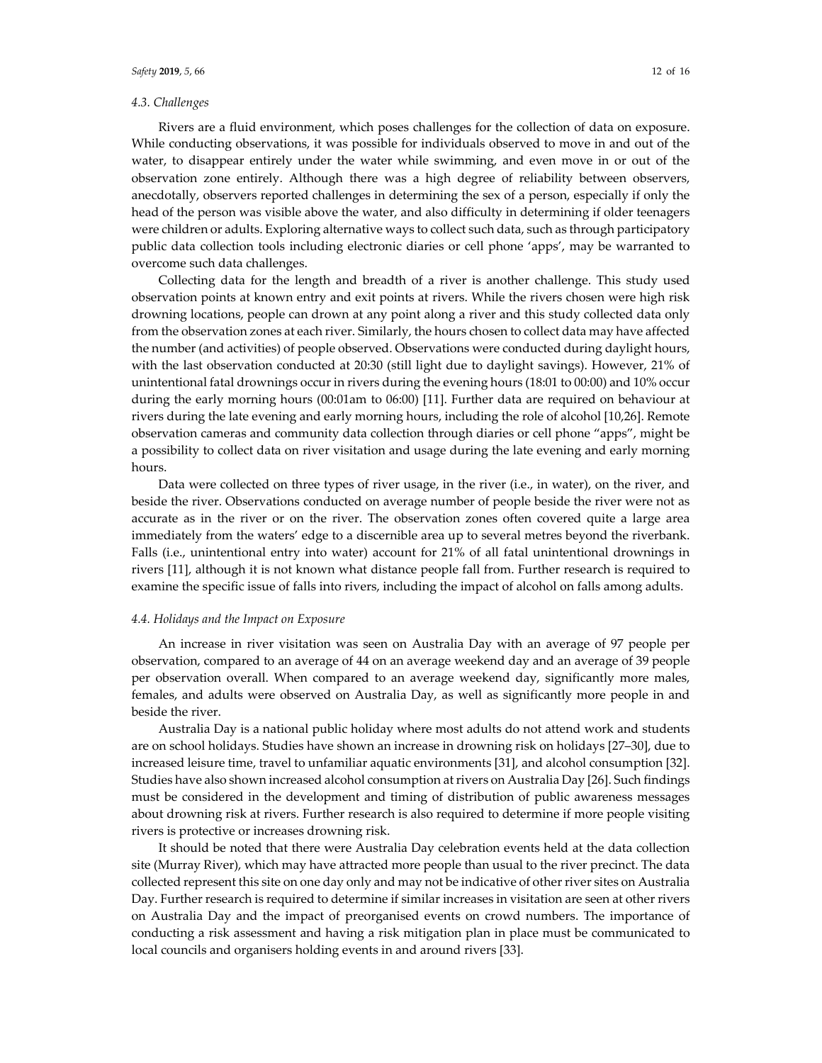### 4.3. Challenges

Rivers are a fluid environment, which poses challenges for the collection of data on exposure. While conducting observations, it was possible for individuals observed to move in and out of the water, to disappear entirely under the water while swimming, and even move in or out of the observation zone entirely. Although there was a high degree of reliability between observers, anecdotally, observers reported challenges in determining the sex of a person, especially if only the head of the person was visible above the water, and also difficulty in determining if older teenagers were children or adults. Exploring alternative ways to collect such data, such as through participatory public data collection tools including electronic diaries or cell phone 'apps', may be warranted to overcome such data challenges.

Collecting data for the length and breadth of a river is another challenge. This study used observation points at known entry and exit points at rivers. While the rivers chosen were high risk drowning locations, people can drown at any point along a river and this study collected data only from the observation zones at each river. Similarly, the hours chosen to collect data may have affected the number (and activities) of people observed. Observations were conducted during daylight hours, with the last observation conducted at 20:30 (still light due to daylight savings). However, 21% of unintentional fatal drownings occur in rivers during the evening hours (18:01 to 00:00) and 10% occur during the early morning hours (00:01am to 06:00) [11]. Further data are required on behaviour at rivers during the late evening and early morning hours, including the role of alcohol [10,26]. Remote observation cameras and community data collection through diaries or cell phone "apps", might be a possibility to collect data on river visitation and usage during the late evening and early morning hours.

Data were collected on three types of river usage, in the river (i.e., in water), on the river, and beside the river. Observations conducted on average number of people beside the river were not as accurate as in the river or on the river. The observation zones often covered quite a large area immediately from the waters' edge to a discernible area up to several metres beyond the riverbank. Falls (i.e., unintentional entry into water) account for 21% of all fatal unintentional drownings in rivers [11], although it is not known what distance people fall from. Further research is required to examine the specific issue of falls into rivers, including the impact of alcohol on falls among adults.

### 4.4. Holidays and the Impact on Exposure

An increase in river visitation was seen on Australia Day with an average of 97 people per observation, compared to an average of 44 on an average weekend day and an average of 39 people per observation overall. When compared to an average weekend day, significantly more males, females, and adults were observed on Australia Day, as well as significantly more people in and beside the river.

Australia Day is a national public holiday where most adults do not attend work and students are on school holidays. Studies have shown an increase in drowning risk on holidays [27–30], due to increased leisure time, travel to unfamiliar aquatic environments [31], and alcohol consumption [32]. Studies have also shown increased alcohol consumption at rivers on Australia Day [26]. Such findings must be considered in the development and timing of distribution of public awareness messages about drowning risk at rivers. Further research is also required to determine if more people visiting rivers is protective or increases drowning risk.

It should be noted that there were Australia Day celebration events held at the data collection site (Murray River), which may have attracted more people than usual to the river precinct. The data collected represent this site on one day only and may not be indicative of other river sites on Australia Day. Further research is required to determine if similar increases in visitation are seen at other rivers on Australia Day and the impact of preorganised events on crowd numbers. The importance of conducting a risk assessment and having a risk mitigation plan in place must be communicated to local councils and organisers holding events in and around rivers [33].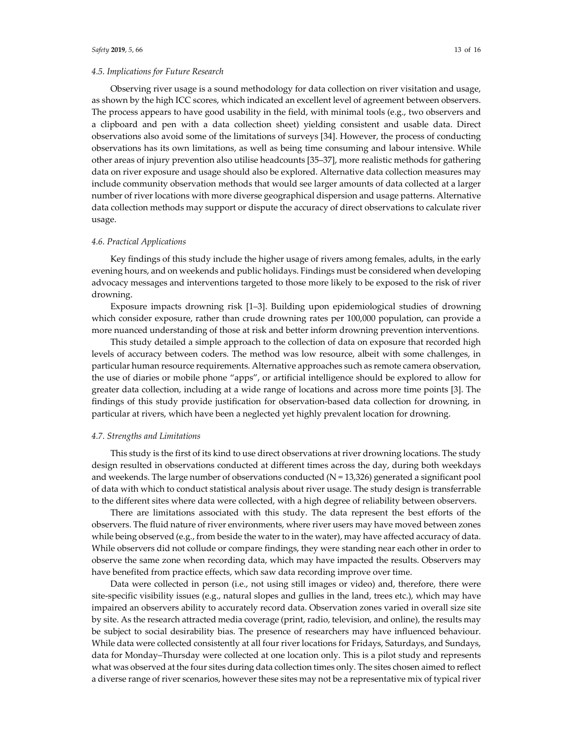### 4.5. Implications for Future Research

Observing river usage is a sound methodology for data collection on river visitation and usage, as shown by the high ICC scores, which indicated an excellent level of agreement between observers. The process appears to have good usability in the field, with minimal tools (e.g., two observers and a clipboard and pen with a data collection sheet) yielding consistent and usable data. Direct observations also avoid some of the limitations of surveys [34]. However, the process of conducting observations has its own limitations, as well as being time consuming and labour intensive. While other areas of injury prevention also utilise headcounts [35–37], more realistic methods for gathering data on river exposure and usage should also be explored. Alternative data collection measures may include community observation methods that would see larger amounts of data collected at a larger number of river locations with more diverse geographical dispersion and usage patterns. Alternative data collection methods may support or dispute the accuracy of direct observations to calculate river usage.

### 4.6. Practical Applications

Key findings of this study include the higher usage of rivers among females, adults, in the early evening hours, and on weekends and public holidays. Findings must be considered when developing advocacy messages and interventions targeted to those more likely to be exposed to the risk of river drowning.

Exposure impacts drowning risk [1–3]. Building upon epidemiological studies of drowning which consider exposure, rather than crude drowning rates per 100,000 population, can provide a more nuanced understanding of those at risk and better inform drowning prevention interventions.

This study detailed a simple approach to the collection of data on exposure that recorded high levels of accuracy between coders. The method was low resource, albeit with some challenges, in particular human resource requirements. Alternative approaches such as remote camera observation, the use of diaries or mobile phone "apps", or artificial intelligence should be explored to allow for greater data collection, including at a wide range of locations and across more time points [3]. The findings of this study provide justification for observation-based data collection for drowning, in particular at rivers, which have been a neglected yet highly prevalent location for drowning.

### 4.7. Strengths and Limitations

This study is the first of its kind to use direct observations at river drowning locations. The study design resulted in observations conducted at different times across the day, during both weekdays and weekends. The large number of observations conducted (N = 13,326) generated a significant pool of data with which to conduct statistical analysis about river usage. The study design is transferrable to the different sites where data were collected, with a high degree of reliability between observers.

There are limitations associated with this study. The data represent the best efforts of the observers. The fluid nature of river environments, where river users may have moved between zones while being observed (e.g., from beside the water to in the water), may have affected accuracy of data. While observers did not collude or compare findings, they were standing near each other in order to observe the same zone when recording data, which may have impacted the results. Observers may have benefited from practice effects, which saw data recording improve over time.

Data were collected in person (i.e., not using still images or video) and, therefore, there were site-specific visibility issues (e.g., natural slopes and gullies in the land, trees etc.), which may have impaired an observers ability to accurately record data. Observation zones varied in overall size site by site. As the research attracted media coverage (print, radio, television, and online), the results may be subject to social desirability bias. The presence of researchers may have influenced behaviour. While data were collected consistently at all four river locations for Fridays, Saturdays, and Sundays, data for Monday–Thursday were collected at one location only. This is a pilot study and represents what was observed at the four sites during data collection times only. The sites chosen aimed to reflect a diverse range of river scenarios, however these sites may not be a representative mix of typical river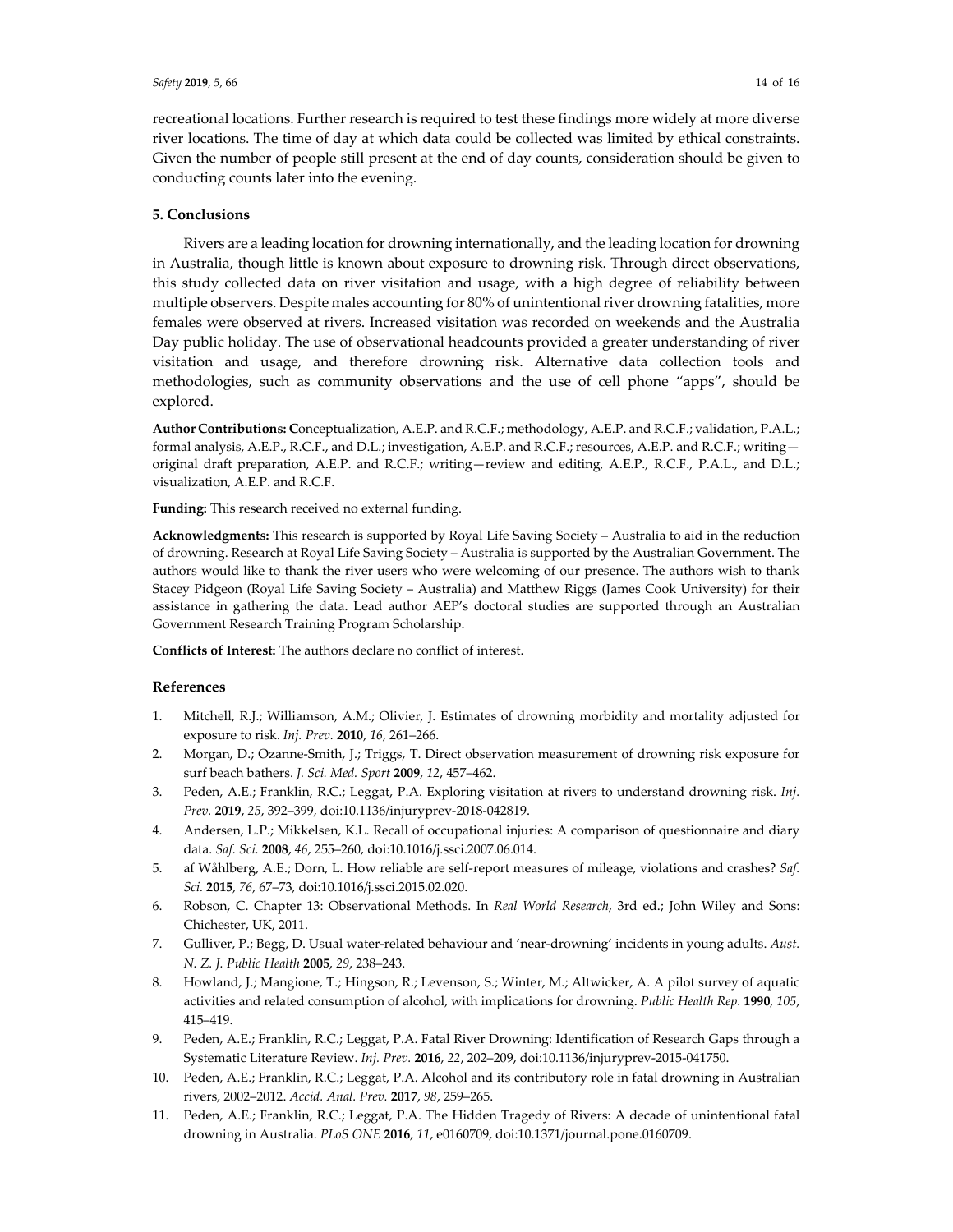recreational locations. Further research is required to test these findings more widely at more diverse river locations. The time of day at which data could be collected was limited by ethical constraints. Given the number of people still present at the end of day counts, consideration should be given to conducting counts later into the evening.

## 5. Conclusions

Rivers are a leading location for drowning internationally, and the leading location for drowning in Australia, though little is known about exposure to drowning risk. Through direct observations, this study collected data on river visitation and usage, with a high degree of reliability between multiple observers. Despite males accounting for 80% of unintentional river drowning fatalities, more females were observed at rivers. Increased visitation was recorded on weekends and the Australia Day public holiday. The use of observational headcounts provided a greater understanding of river visitation and usage, and therefore drowning risk. Alternative data collection tools and methodologies, such as community observations and the use of cell phone "apps", should be explored.

**Author Contributions:** Conceptualization, A.E.P. and R.C.F.; methodology, A.E.P. and R.C.F.; validation, P.A.L.; formal analysis, A.E.P., R.C.F., and D.L.; investigation, A.E.P. and R.C.F.; resources, A.E.P. and R.C.F.; writing—original draft preparation, A.E.P. and R.C.F.; writing—review and editing, A.E.P., R.C.F., P.A.L., and D.L.; visualization, A.E.P. and R.C.F.

**Funding:** This research received no external funding.

**Acknowledgments:** This research is supported by Royal Life Saving Society – Australia to aid in the reduction of drowning. Research at Royal Life Saving Society – Australia is supported by the Australian Government. The authors would like to thank the river users who were welcoming of our presence. The authors wish to thank Stacey Pidgeon (Royal Life Saving Society – Australia) and Matthew Riggs (James Cook University) for their assistance in gathering the data. Lead author AEP's doctoral studies are supported through an Australian Government Research Training Program Scholarship.

**Conflicts of Interest:** The authors declare no conflict of interest.

## References

1. Mitchell, R.J.; Williamson, A.M.; Olivier, J. Estimates of drowning morbidity and mortality adjusted for exposure to risk. *Inj. Prev.* **2010**, *16*, 261–266.
2. Morgan, D.; Ozanne-Smith, J.; Triggs, T. Direct observation measurement of drowning risk exposure for surf beach bathers. *J. Sci. Med. Sport* **2009**, *12*, 457–462.
3. Peden, A.E.; Franklin, R.C.; Leggat, P.A. Exploring visitation at rivers to understand drowning risk. *Inj. Prev.* **2019**, *25*, 392–399, doi:10.1136/injuryprev-2018-042819.
4. Andersen, L.P.; Mikkelsen, K.L. Recall of occupational injuries: A comparison of questionnaire and diary data. *Saf. Sci.* **2008**, *46*, 255–260, doi:10.1016/j.ssci.2007.06.014.
5. af Wåhlberg, A.E.; Dorn, L. How reliable are self-report measures of mileage, violations and crashes? *Saf. Sci.* **2015**, *76*, 67–73, doi:10.1016/j.ssci.2015.02.020.
6. Robson, C. Chapter 13: Observational Methods. In *Real World Research*, 3rd ed.; John Wiley and Sons: Chichester, UK, 2011.
7. Gulliver, P.; Begg, D. Usual water-related behaviour and 'near-drowning' incidents in young adults. *Aust. N. Z. J. Public Health* **2005**, *29*, 238–243.
8. Howland, J.; Mangione, T.; Hingson, R.; Levenson, S.; Winter, M.; Altwicker, A. A pilot survey of aquatic activities and related consumption of alcohol, with implications for drowning. *Public Health Rep.* **1990**, *105*, 415–419.
9. Peden, A.E.; Franklin, R.C.; Leggat, P.A. Fatal River Drowning: Identification of Research Gaps through a Systematic Literature Review. *Inj. Prev.* **2016**, *22*, 202–209, doi:10.1136/injuryprev-2015-041750.
10. Peden, A.E.; Franklin, R.C.; Leggat, P.A. Alcohol and its contributory role in fatal drowning in Australian rivers, 2002–2012. *Accid. Anal. Prev.* **2017**, *98*, 259–265.
11. Peden, A.E.; Franklin, R.C.; Leggat, P.A. The Hidden Tragedy of Rivers: A decade of unintentional fatal drowning in Australia. *PLoS ONE* **2016**, *11*, e0160709, doi:10.1371/journal.pone.0160709.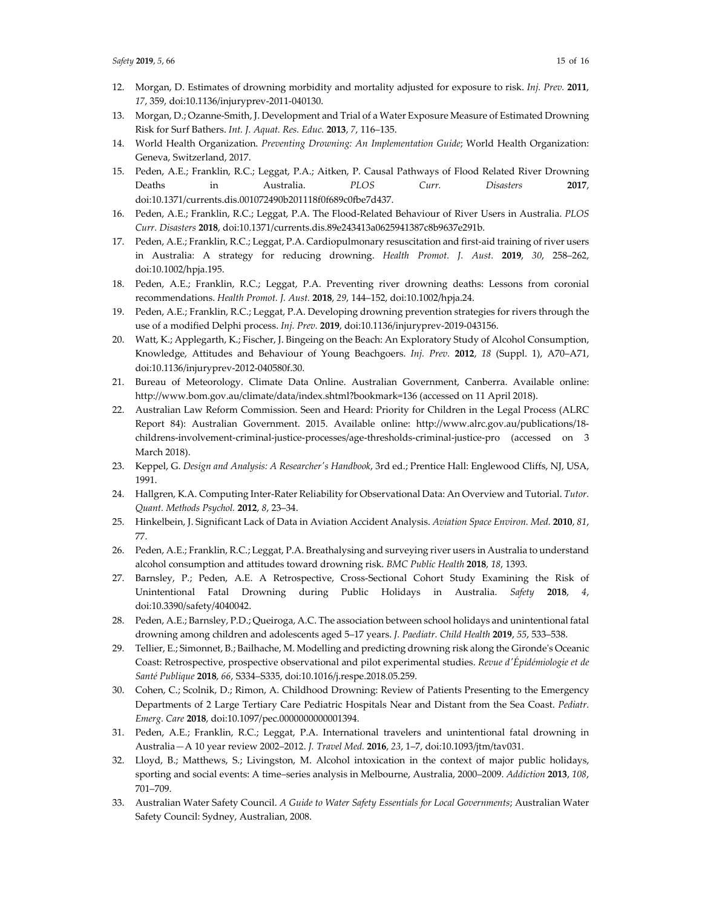12. Morgan, D. Estimates of drowning morbidity and mortality adjusted for exposure to risk. *Inj. Prev.* **2011**, *17*, 359, doi:10.1136/injuryprev-2011-040130.
13. Morgan, D.; Ozanne-Smith, J. Development and Trial of a Water Exposure Measure of Estimated Drowning Risk for Surf Bathers. *Int. J. Aquat. Res. Educ.* **2013**, *7*, 116–135.
14. World Health Organization. *Preventing Drowning: An Implementation Guide*; World Health Organization: Geneva, Switzerland, 2017.
15. Peden, A.E.; Franklin, R.C.; Leggat, P.A.; Aitken, P. Causal Pathways of Flood Related River Drowning Deaths in Australia. *PLOS Curr. Disasters* **2017**, doi:10.1371/currents.dis.001072490b201118f0f689c0fbe7d437.
16. Peden, A.E.; Franklin, R.C.; Leggat, P.A. The Flood-Related Behaviour of River Users in Australia. *PLOS Curr. Disasters* **2018**, doi:10.1371/currents.dis.89e243413a0625941387c8b9637e291b.
17. Peden, A.E.; Franklin, R.C.; Leggat, P.A. Cardiopulmonary resuscitation and first-aid training of river users in Australia: A strategy for reducing drowning. *Health Promot. J. Aust.* **2019**, *30*, 258–262, doi:10.1002/hpja.195.
18. Peden, A.E.; Franklin, R.C.; Leggat, P.A. Preventing river drowning deaths: Lessons from coronial recommendations. *Health Promot. J. Aust.* **2018**, *29*, 144–152, doi:10.1002/hpja.24.
19. Peden, A.E.; Franklin, R.C.; Leggat, P.A. Developing drowning prevention strategies for rivers through the use of a modified Delphi process. *Inj. Prev.* **2019**, doi:10.1136/injuryprev-2019-043156.
20. Watt, K.; Applegarth, K.; Fischer, J. Bingeing on the Beach: An Exploratory Study of Alcohol Consumption, Knowledge, Attitudes and Behaviour of Young Beachgoers. *Inj. Prev.* **2012**, *18* (Suppl. 1), A70–A71, doi:10.1136/injuryprev-2012-040580f.30.
21. Bureau of Meteorology. Climate Data Online. Australian Government, Canberra. Available online: http://www.bom.gov.au/climate/data/index.shtml?bookmark=136 (accessed on 11 April 2018).
22. Australian Law Reform Commission. Seen and Heard: Priority for Children in the Legal Process (ALRC Report 84): Australian Government. 2015. Available online: http://www.alrc.gov.au/publications/18-childrens-involvement-criminal-justice-processes/age-thresholds-criminal-justice-pro (accessed on 3 March 2018).
23. Keppel, G. *Design and Analysis: A Researcher's Handbook*, 3rd ed.; Prentice Hall: Englewood Cliffs, NJ, USA, 1991.
24. Hallgren, K.A. Computing Inter-Rater Reliability for Observational Data: An Overview and Tutorial. *Tutor. Quant. Methods Psychol.* **2012**, *8*, 23–34.
25. Hinkelbein, J. Significant Lack of Data in Aviation Accident Analysis. *Aviation Space Environ. Med.* **2010**, *81*, 77.
26. Peden, A.E.; Franklin, R.C.; Leggat, P.A. Breathalysing and surveying river users in Australia to understand alcohol consumption and attitudes toward drowning risk. *BMC Public Health* **2018**, *18*, 1393.
27. Barnsley, P.; Peden, A.E. A Retrospective, Cross-Sectional Cohort Study Examining the Risk of Unintentional Fatal Drowning during Public Holidays in Australia. *Safety* **2018**, *4*, doi:10.3390/safety/4040042.
28. Peden, A.E.; Barnsley, P.D.; Queiroga, A.C. The association between school holidays and unintentional fatal drowning among children and adolescents aged 5–17 years. *J. Paediatr. Child Health* **2019**, *55*, 533–538.
29. Tellier, E.; Simonnet, B.; Bailhache, M. Modelling and predicting drowning risk along the Gironde's Oceanic Coast: Retrospective, prospective observational and pilot experimental studies. *Revue d'Épidémiologie et de Santé Publique* **2018**, *66*, S334–S335, doi:10.1016/j.respe.2018.05.259.
30. Cohen, C.; Scolnik, D.; Rimon, A. Childhood Drowning: Review of Patients Presenting to the Emergency Departments of 2 Large Tertiary Care Pediatric Hospitals Near and Distant from the Sea Coast. *Pediatr. Emerg. Care* **2018**, doi:10.1097/pec.0000000000001394.
31. Peden, A.E.; Franklin, R.C.; Leggat, P.A. International travelers and unintentional fatal drowning in Australia—A 10 year review 2002–2012. *J. Travel Med.* **2016**, *23*, 1–7, doi:10.1093/jtm/tav031.
32. Lloyd, B.; Matthews, S.; Livingston, M. Alcohol intoxication in the context of major public holidays, sporting and social events: A time–series analysis in Melbourne, Australia, 2000–2009. *Addiction* **2013**, *108*, 701–709.
33. Australian Water Safety Council. *A Guide to Water Safety Essentials for Local Governments*; Australian Water Safety Council: Sydney, Australian, 2008.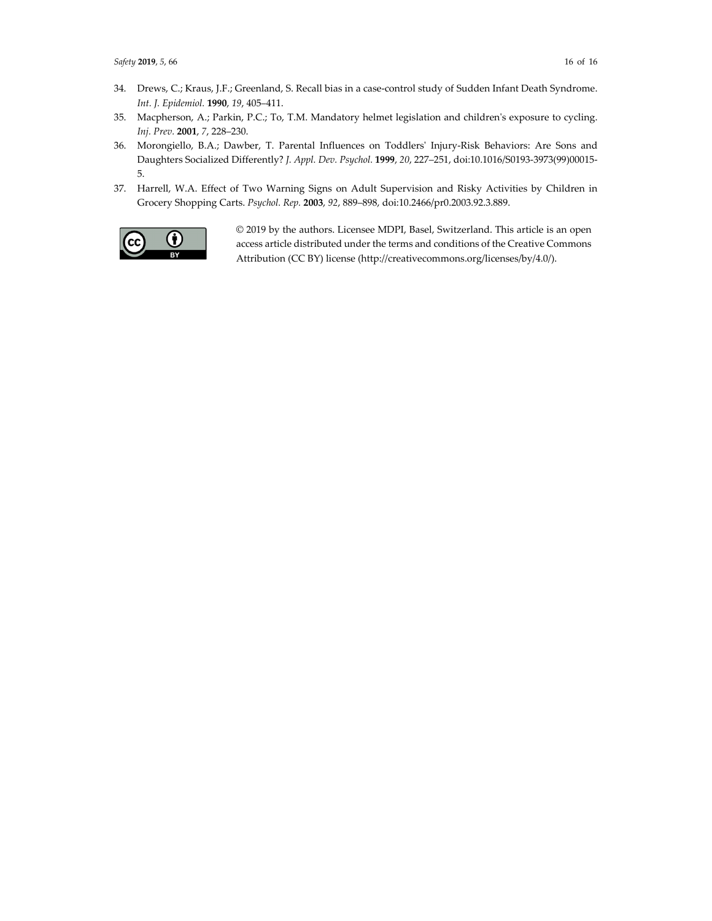34. Drews, C.; Kraus, J.F.; Greenland, S. Recall bias in a case-control study of Sudden Infant Death Syndrome. *Int. J. Epidemiol.* **1990**, *19*, 405–411.
35. Macpherson, A.; Parkin, P.C.; To, T.M. Mandatory helmet legislation and children's exposure to cycling. *Inj. Prev.* **2001**, *7*, 228–230.
36. Morongiello, B.A.; Dawber, T. Parental Influences on Toddlers' Injury-Risk Behaviors: Are Sons and Daughters Socialized Differently? *J. Appl. Dev. Psychol.* **1999**, *20*, 227–251, doi:10.1016/S0193-3973(99)00015-5.
37. Harrell, W.A. Effect of Two Warning Signs on Adult Supervision and Risky Activities by Children in Grocery Shopping Carts. *Psychol. Rep.* **2003**, *92*, 889–898, doi:10.2466/pr0.2003.92.3.889.

© 2019 by the authors. Licensee MDPI, Basel, Switzerland. This article is an open access article distributed under the terms and conditions of the Creative Commons Attribution (CC BY) license (http://creativecommons.org/licenses/by/4.0/).